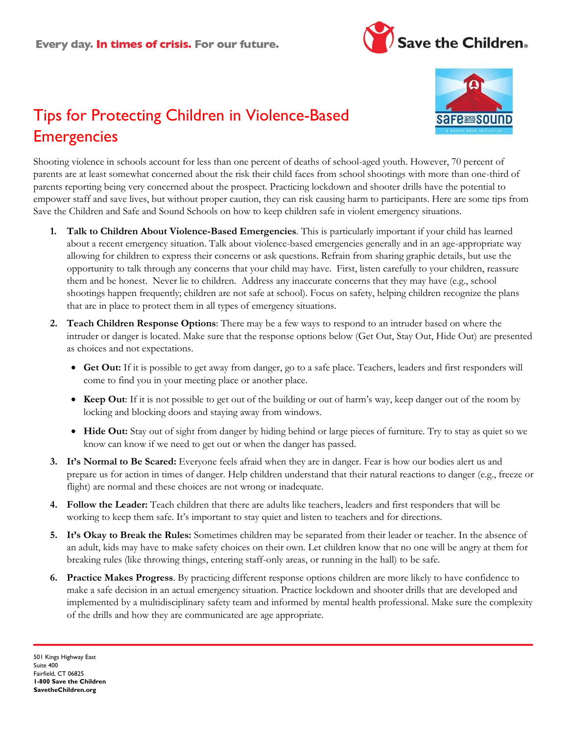Every day. **In times of crisis.** For our future.

Save the Children.

# Tips for Protecting Children in Violence-Based Emergencies

Shooting violence in schools account for less than one percent of deaths of school-aged youth. However, 70 percent of parents are at least somewhat concerned about the risk their child faces from school shootings with more than one-third of parents reporting being very concerned about the prospect. Practicing lockdown and shooter drills have the potential to empower staff and save lives, but without proper caution, they can risk causing harm to participants. Here are some tips from Save the Children and Safe and Sound Schools on how to keep children safe in violent emergency situations.

1. **Talk to Children About Violence-Based Emergencies**. This is particularly important if your child has learned about a recent emergency situation. Talk about violence-based emergencies generally and in an age-appropriate way allowing for children to express their concerns or ask questions. Refrain from sharing graphic details, but use the opportunity to talk through any concerns that your child may have. First, listen carefully to your children, reassure them and be honest. Never lie to children. Address any inaccurate concerns that they may have (e.g., school shootings happen frequently; children are not safe at school). Focus on safety, helping children recognize the plans that are in place to protect them in all types of emergency situations.

2. **Teach Children Response Options**: There may be a few ways to respond to an intruder based on where the intruder or danger is located. Make sure that the response options below (Get Out, Stay Out, Hide Out) are presented as choices and not expectations.

   - **Get Out:** If it is possible to get away from danger, go to a safe place. Teachers, leaders and first responders will come to find you in your meeting place or another place.
   - **Keep Out**: If it is not possible to get out of the building or out of harm's way, keep danger out of the room by locking and blocking doors and staying away from windows.
   - **Hide Out:** Stay out of sight from danger by hiding behind or large pieces of furniture. Try to stay as quiet so we know can know if we need to get out or when the danger has passed.

3. **It's Normal to Be Scared:** Everyone feels afraid when they are in danger. Fear is how our bodies alert us and prepare us for action in times of danger. Help children understand that their natural reactions to danger (e.g., freeze or flight) are normal and these choices are not wrong or inadequate.

4. **Follow the Leader:** Teach children that there are adults like teachers, leaders and first responders that will be working to keep them safe. It's important to stay quiet and listen to teachers and for directions.

5. **It's Okay to Break the Rules:** Sometimes children may be separated from their leader or teacher. In the absence of an adult, kids may have to make safety choices on their own. Let children know that no one will be angry at them for breaking rules (like throwing things, entering staff-only areas, or running in the hall) to be safe.

6. **Practice Makes Progress**. By practicing different response options children are more likely to have confidence to make a safe decision in an actual emergency situation. Practice lockdown and shooter drills that are developed and implemented by a multidisciplinary safety team and informed by mental health professional. Make sure the complexity of the drills and how they are communicated are age appropriate.

501 Kings Highway East
Suite 400
Fairfield, CT 06825
**1-800 Save the Children**
**SavetheChildren.org**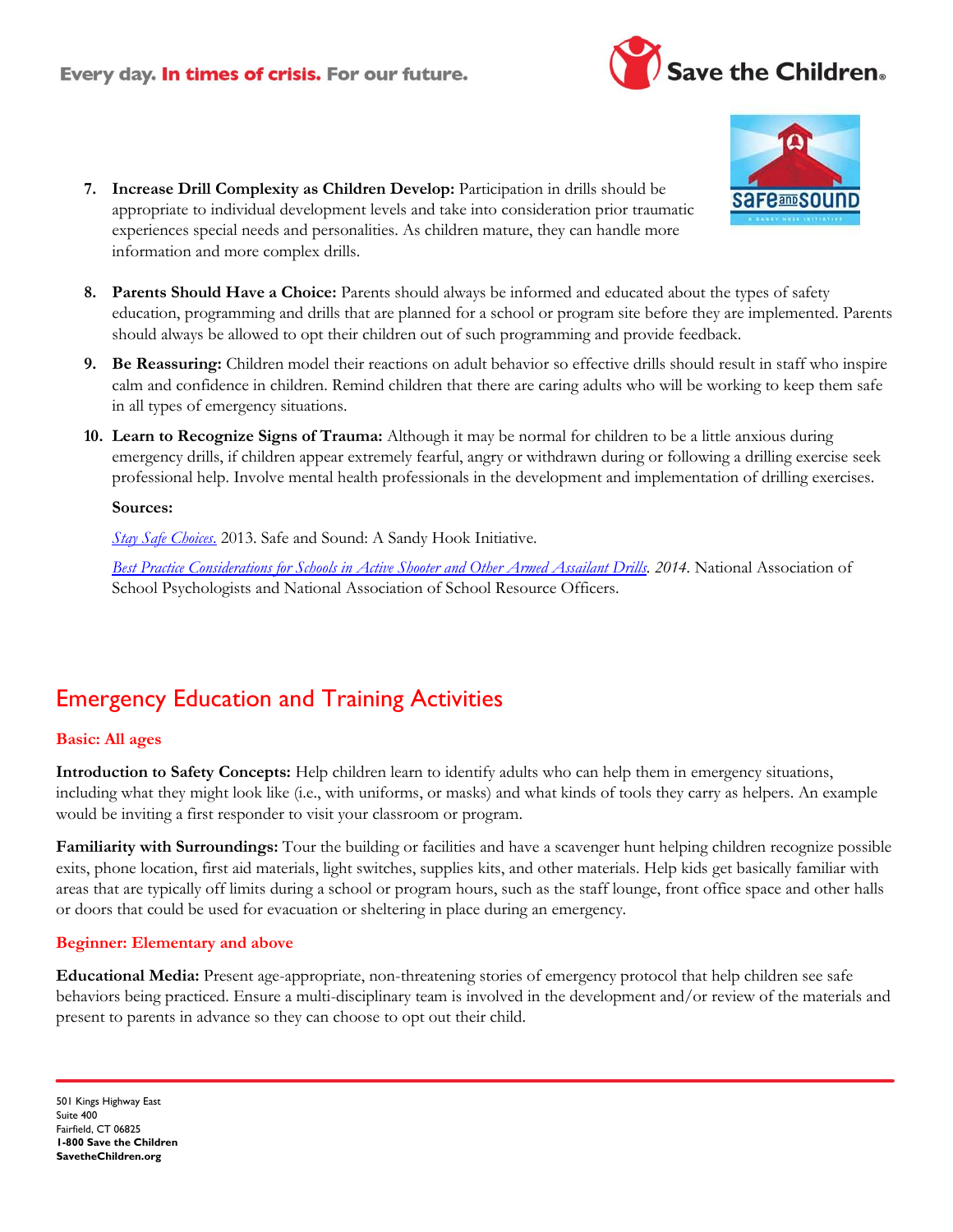7. **Increase Drill Complexity as Children Develop:** Participation in drills should be appropriate to individual development levels and take into consideration prior traumatic experiences special needs and personalities. As children mature, they can handle more information and more complex drills.

8. **Parents Should Have a Choice:** Parents should always be informed and educated about the types of safety education, programming and drills that are planned for a school or program site before they are implemented. Parents should always be allowed to opt their children out of such programming and provide feedback.

9. **Be Reassuring:** Children model their reactions on adult behavior so effective drills should result in staff who inspire calm and confidence in children. Remind children that there are caring adults who will be working to keep them safe in all types of emergency situations.

10. **Learn to Recognize Signs of Trauma:** Although it may be normal for children to be a little anxious during emergency drills, if children appear extremely fearful, angry or withdrawn during or following a drilling exercise seek professional help. Involve mental health professionals in the development and implementation of drilling exercises.

**Sources:**

*Stay Safe Choices.* 2013. Safe and Sound: A Sandy Hook Initiative.

*Best Practice Considerations for Schools in Active Shooter and Other Armed Assailant Drills. 2014.* National Association of School Psychologists and National Association of School Resource Officers.

## Emergency Education and Training Activities

### Basic: All ages

**Introduction to Safety Concepts:** Help children learn to identify adults who can help them in emergency situations, including what they might look like (i.e., with uniforms, or masks) and what kinds of tools they carry as helpers. An example would be inviting a first responder to visit your classroom or program.

**Familiarity with Surroundings:** Tour the building or facilities and have a scavenger hunt helping children recognize possible exits, phone location, first aid materials, light switches, supplies kits, and other materials. Help kids get basically familiar with areas that are typically off limits during a school or program hours, such as the staff lounge, front office space and other halls or doors that could be used for evacuation or sheltering in place during an emergency.

### Beginner: Elementary and above

**Educational Media:** Present age-appropriate, non-threatening stories of emergency protocol that help children see safe behaviors being practiced. Ensure a multi-disciplinary team is involved in the development and/or review of the materials and present to parents in advance so they can choose to opt out their child.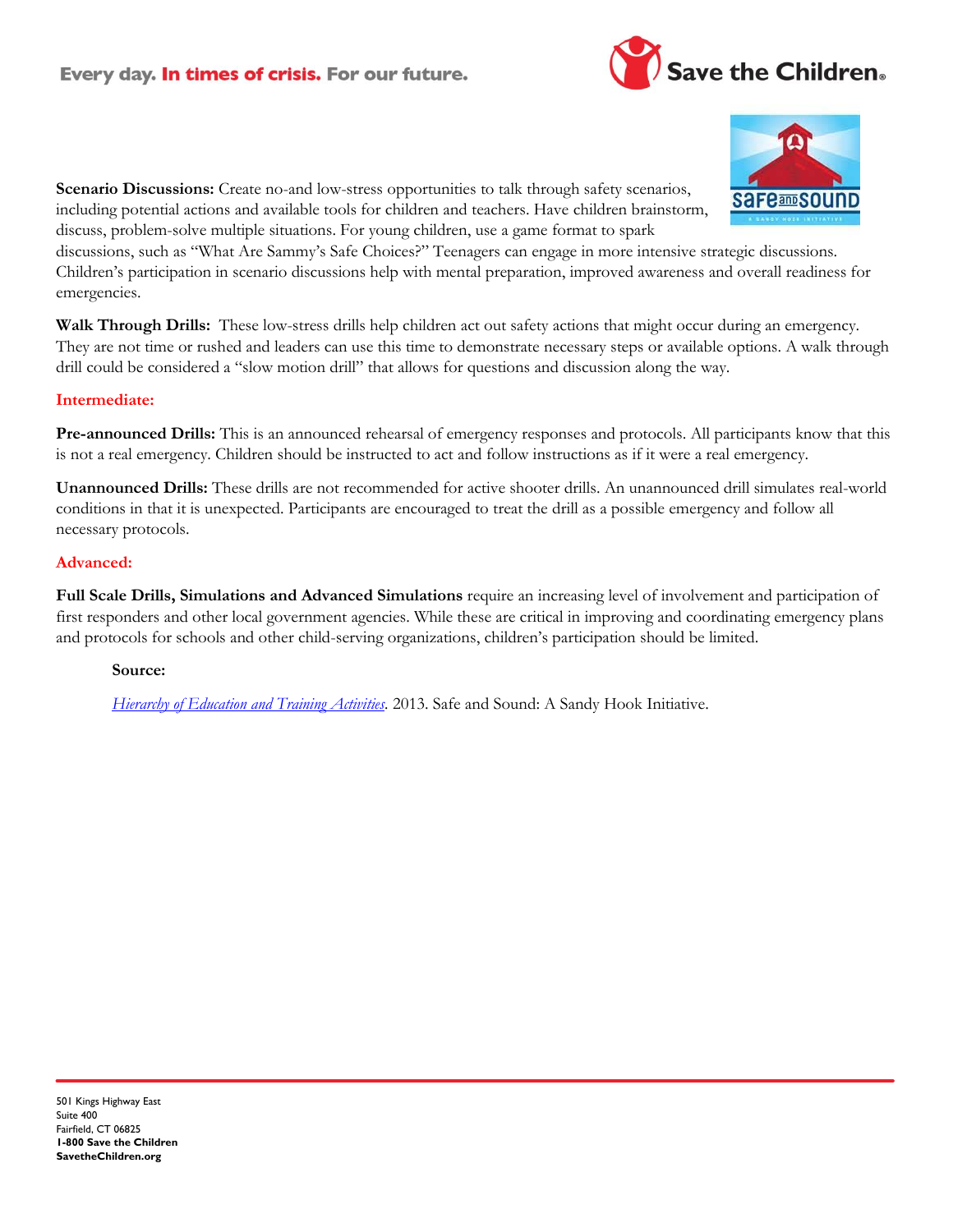**Scenario Discussions:** Create no-and low-stress opportunities to talk through safety scenarios, including potential actions and available tools for children and teachers. Have children brainstorm, discuss, problem-solve multiple situations. For young children, use a game format to spark discussions, such as "What Are Sammy's Safe Choices?" Teenagers can engage in more intensive strategic discussions. Children's participation in scenario discussions help with mental preparation, improved awareness and overall readiness for emergencies.

**Walk Through Drills:** These low-stress drills help children act out safety actions that might occur during an emergency. They are not time or rushed and leaders can use this time to demonstrate necessary steps or available options. A walk through drill could be considered a "slow motion drill" that allows for questions and discussion along the way.

**Intermediate:**

**Pre-announced Drills:** This is an announced rehearsal of emergency responses and protocols. All participants know that this is not a real emergency. Children should be instructed to act and follow instructions as if it were a real emergency.

**Unannounced Drills:** These drills are not recommended for active shooter drills. An unannounced drill simulates real-world conditions in that it is unexpected. Participants are encouraged to treat the drill as a possible emergency and follow all necessary protocols.

**Advanced:**

**Full Scale Drills, Simulations and Advanced Simulations** require an increasing level of involvement and participation of first responders and other local government agencies. While these are critical in improving and coordinating emergency plans and protocols for schools and other child-serving organizations, children's participation should be limited.

**Source:**

*Hierarchy of Education and Training Activities*. 2013. Safe and Sound: A Sandy Hook Initiative.